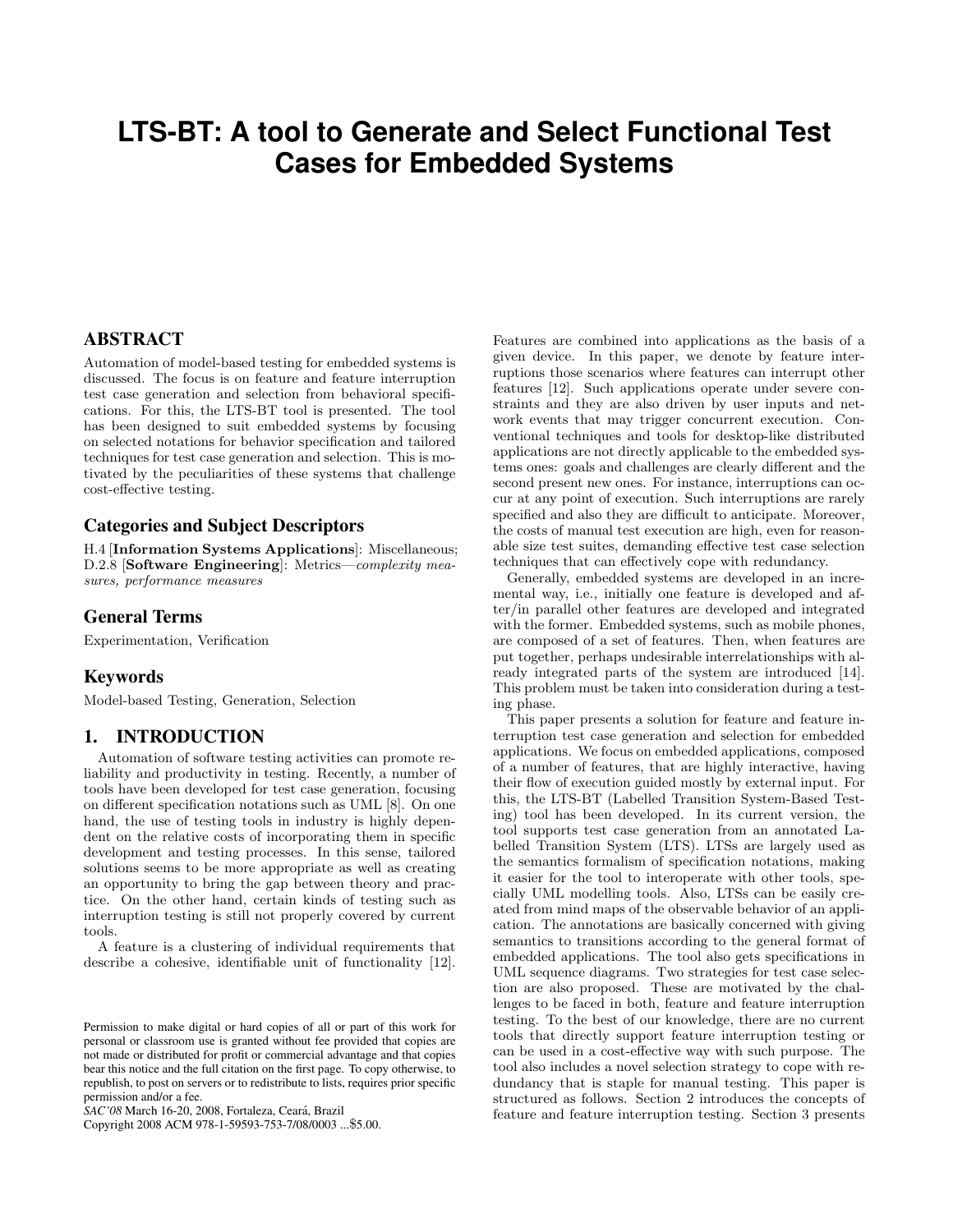# LTS-BT: A tool to Generate and Select Functional Test Cases for Embedded Systems

## ABSTRACT

Automation of model-based testing for embedded systems is discussed. The focus is on feature and feature interruption test case generation and selection from behavioral specifications. For this, the LTS-BT tool is presented. The tool has been designed to suit embedded systems by focusing on selected notations for behavior specification and tailored techniques for test case generation and selection. This is motivated by the peculiarities of these systems that challenge cost-effective testing.

### Categories and Subject Descriptors

H.4 [**Information Systems Applications**]: Miscellaneous; D.2.8 [**Software Engineering**]: Metrics—*complexity measures, performance measures*

### General Terms

Experimentation, Verification

### Keywords

Model-based Testing, Generation, Selection

## 1. INTRODUCTION

Automation of software testing activities can promote reliability and productivity in testing. Recently, a number of tools have been developed for test case generation, focusing on different specification notations such as UML [8]. On one hand, the use of testing tools in industry is highly dependent on the relative costs of incorporating them in specific development and testing processes. In this sense, tailored solutions seems to be more appropriate as well as creating an opportunity to bring the gap between theory and practice. On the other hand, certain kinds of testing such as interruption testing is still not properly covered by current tools.

A feature is a clustering of individual requirements that describe a cohesive, identifiable unit of functionality [12]. Features are combined into applications as the basis of a given device. In this paper, we denote by feature interruptions those scenarios where features can interrupt other features [12]. Such applications operate under severe constraints and they are also driven by user inputs and network events that may trigger concurrent execution. Conventional techniques and tools for desktop-like distributed applications are not directly applicable to the embedded systems ones: goals and challenges are clearly different and the second present new ones. For instance, interruptions can occur at any point of execution. Such interruptions are rarely specified and also they are difficult to anticipate. Moreover, the costs of manual test execution are high, even for reasonable size test suites, demanding effective test case selection techniques that can effectively cope with redundancy.

Generally, embedded systems are developed in an incremental way, i.e., initially one feature is developed and after/in parallel other features are developed and integrated with the former. Embedded systems, such as mobile phones, are composed of a set of features. Then, when features are put together, perhaps undesirable interrelationships with already integrated parts of the system are introduced [14]. This problem must be taken into consideration during a testing phase.

This paper presents a solution for feature and feature interruption test case generation and selection for embedded applications. We focus on embedded applications, composed of a number of features, that are highly interactive, having their flow of execution guided mostly by external input. For this, the LTS-BT (Labelled Transition System-Based Testing) tool has been developed. In its current version, the tool supports test case generation from an annotated Labelled Transition System (LTS). LTSs are largely used as the semantics formalism of specification notations, making it easier for the tool to interoperate with other tools, specially UML modelling tools. Also, LTSs can be easily created from mind maps of the observable behavior of an application. The annotations are basically concerned with giving semantics to transitions according to the general format of embedded applications. The tool also gets specifications in UML sequence diagrams. Two strategies for test case selection are also proposed. These are motivated by the challenges to be faced in both, feature and feature interruption testing. To the best of our knowledge, there are no current tools that directly support feature interruption testing or can be used in a cost-effective way with such purpose. The tool also includes a novel selection strategy to cope with redundancy that is staple for manual testing. This paper is structured as follows. Section 2 introduces the concepts of feature and feature interruption testing. Section 3 presents

Permission to make digital or hard copies of all or part of this work for personal or classroom use is granted without fee provided that copies are not made or distributed for profit or commercial advantage and that copies bear this notice and the full citation on the first page. To copy otherwise, to republish, to post on servers or to redistribute to lists, requires prior specific permission and/or a fee.
*SAC'08* March 16-20, 2008, Fortaleza, Ceará, Brazil
Copyright 2008 ACM 978-1-59593-753-7/08/0003 ...$5.00.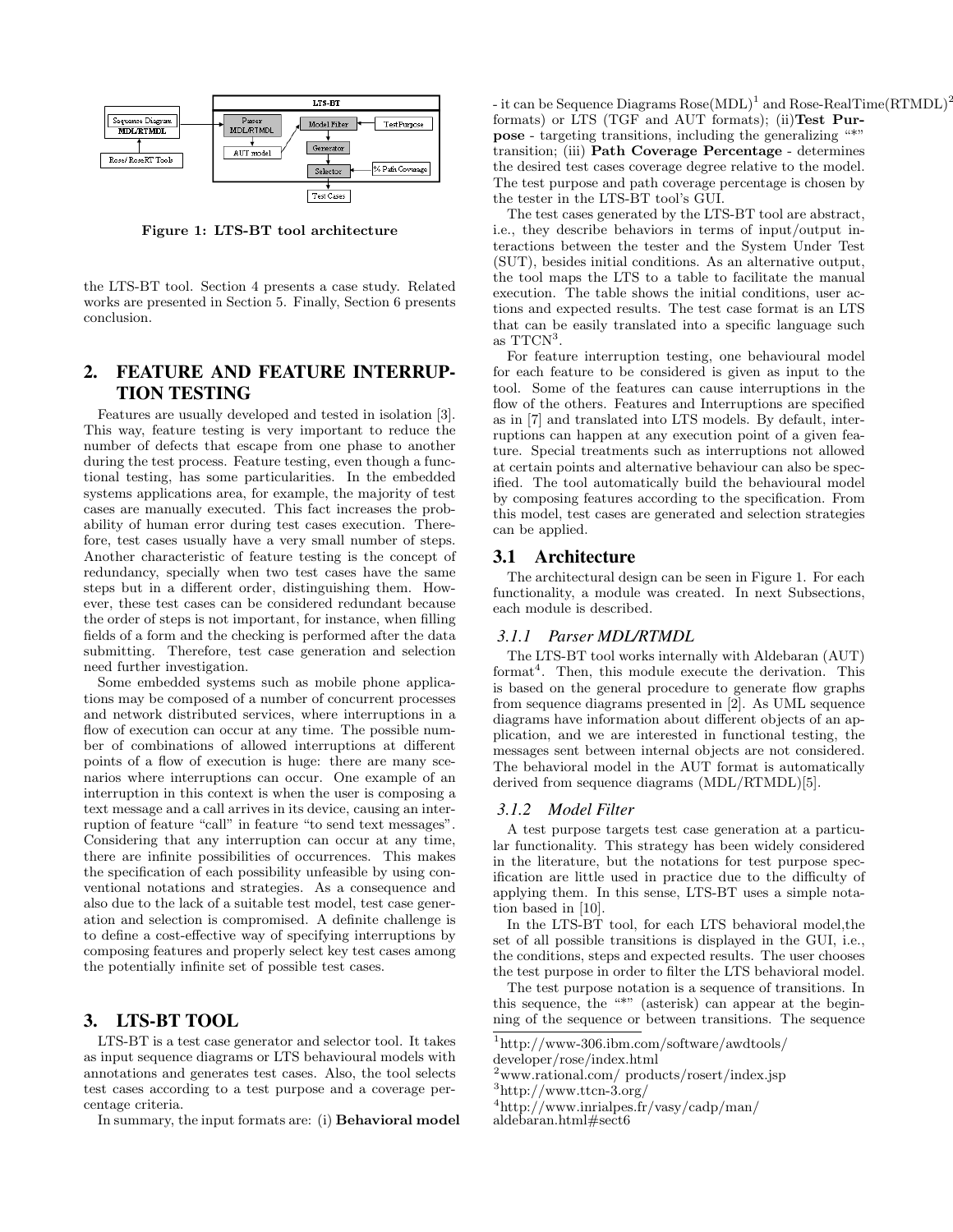Figure 1: LTS-BT tool architecture

the LTS-BT tool. Section 4 presents a case study. Related works are presented in Section 5. Finally, Section 6 presents conclusion.

## 2. FEATURE AND FEATURE INTERRUPTION TESTING

Features are usually developed and tested in isolation [3]. This way, feature testing is very important to reduce the number of defects that escape from one phase to another during the test process. Feature testing, even though a functional testing, has some particularities. In the embedded systems applications area, for example, the majority of test cases are manually executed. This fact increases the probability of human error during test cases execution. Therefore, test cases usually have a very small number of steps. Another characteristic of feature testing is the concept of redundancy, specially when two test cases have the same steps but in a different order, distinguishing them. However, these test cases can be considered redundant because the order of steps is not important, for instance, when filling fields of a form and the checking is performed after the data submitting. Therefore, test case generation and selection need further investigation.

Some embedded systems such as mobile phone applications may be composed of a number of concurrent processes and network distributed services, where interruptions in a flow of execution can occur at any time. The possible number of combinations of allowed interruptions at different points of a flow of execution is huge: there are many scenarios where interruptions can occur. One example of an interruption in this context is when the user is composing a text message and a call arrives in its device, causing an interruption of feature "call" in feature "to send text messages". Considering that any interruption can occur at any time, there are infinite possibilities of occurrences. This makes the specification of each possibility unfeasible by using conventional notations and strategies. As a consequence and also due to the lack of a suitable test model, test case generation and selection is compromised. A definite challenge is to define a cost-effective way of specifying interruptions by composing features and properly select key test cases among the potentially infinite set of possible test cases.

## 3. LTS-BT TOOL

LTS-BT is a test case generator and selector tool. It takes as input sequence diagrams or LTS behavioural models with annotations and generates test cases. Also, the tool selects test cases according to a test purpose and a coverage percentage criteria.

In summary, the input formats are: (i) **Behavioral model** - it can be Sequence Diagrams Rose(MDL)[1] and Rose-RealTime(RTMDL)[2] formats) or LTS (TGF and AUT formats); (ii) **Test Purpose** - targeting transitions, including the generalizing "*" transition; (iii) **Path Coverage Percentage** - determines the desired test cases coverage degree relative to the model. The test purpose and path coverage percentage is chosen by the tester in the LTS-BT tool's GUI.

The test cases generated by the LTS-BT tool are abstract, i.e., they describe behaviors in terms of input/output interactions between the tester and the System Under Test (SUT), besides initial conditions. As an alternative output, the tool maps the LTS to a table to facilitate the manual execution. The table shows the initial conditions, user actions and expected results. The test case format is an LTS that can be easily translated into a specific language such as TTCN[3].

For feature interruption testing, one behavioural model for each feature to be considered is given as input to the tool. Some of the features can cause interruptions in the flow of the others. Features and Interruptions are specified as in [7] and translated into LTS models. By default, interruptions can happen at any execution point of a given feature. Special treatments such as interruptions not allowed at certain points and alternative behaviour can also be specified. The tool automatically build the behavioural model by composing features according to the specification. From this model, test cases are generated and selection strategies can be applied.

### 3.1 Architecture

The architectural design can be seen in Figure 1. For each functionality, a module was created. In next Subsections, each module is described.

#### 3.1.1 Parser MDL/RTMDL

The LTS-BT tool works internally with Aldebaran (AUT) format[4]. Then, this module execute the derivation. This is based on the general procedure to generate flow graphs from sequence diagrams presented in [2]. As UML sequence diagrams have information about different objects of an application, and we are interested in functional testing, the messages sent between internal objects are not considered. The behavioral model in the AUT format is automatically derived from sequence diagrams (MDL/RTMDL)[5].

#### 3.1.2 Model Filter

A test purpose targets test case generation at a particular functionality. This strategy has been widely considered in the literature, but the notations for test purpose specification are little used in practice due to the difficulty of applying them. In this sense, LTS-BT uses a simple notation based in [10].

In the LTS-BT tool, for each LTS behavioral model,the set of all possible transitions is displayed in the GUI, i.e., the conditions, steps and expected results. The user chooses the test purpose in order to filter the LTS behavioral model.

The test purpose notation is a sequence of transitions. In this sequence, the "*" (asterisk) can appear at the beginning of the sequence or between transitions. The sequence

[1] http://www-306.ibm.com/software/awdtools/developer/rose/index.html

[2] www.rational.com/ products/rosert/index.jsp

[3] http://www.ttcn-3.org/

[4] http://www.inrialpes.fr/vasy/cadp/man/aldebaran.html#sect6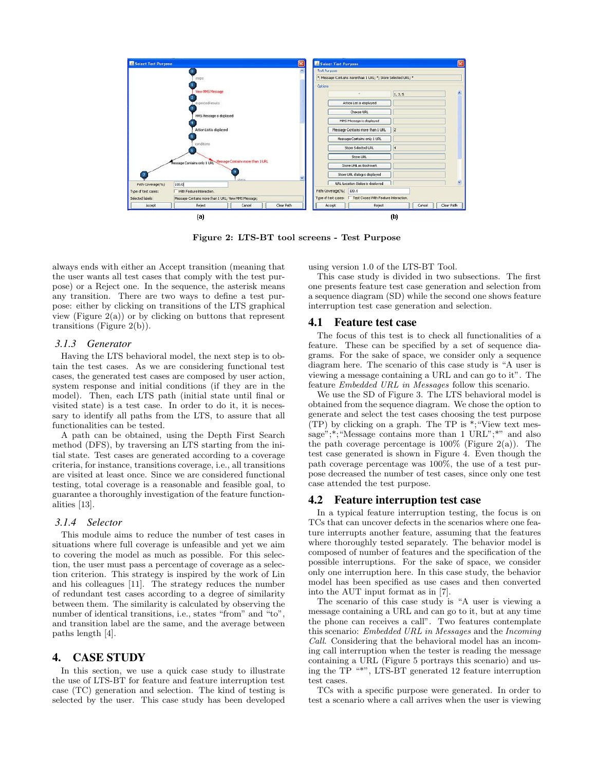Figure 2: LTS-BT tool screens - Test Purpose

always ends with either an Accept transition (meaning that the user wants all test cases that comply with the test purpose) or a Reject one. In the sequence, the asterisk means any transition. There are two ways to define a test purpose: either by clicking on transitions of the LTS graphical view (Figure 2(a)) or by clicking on buttons that represent transitions (Figure 2(b)).

### 3.1.3 Generator

Having the LTS behavioral model, the next step is to obtain the test cases. As we are considering functional test cases, the generated test cases are composed by user action, system response and initial conditions (if they are in the model). Then, each LTS path (initial state until final or visited state) is a test case. In order to do it, it is necessary to identify all paths from the LTS, to assure that all functionalities can be tested.

A path can be obtained, using the Depth First Search method (DFS), by traversing an LTS starting from the initial state. Test cases are generated according to a coverage criteria, for instance, transitions coverage, i.e., all transitions are visited at least once. Since we are considered functional testing, total coverage is a reasonable and feasible goal, to guarantee a thoroughly investigation of the feature functionalities [13].

### 3.1.4 Selector

This module aims to reduce the number of test cases in situations where full coverage is unfeasible and yet we aim to covering the model as much as possible. For this selection, the user must pass a percentage of coverage as a selection criterion. This strategy is inspired by the work of Lin and his colleagues [11]. The strategy reduces the number of redundant test cases according to a degree of similarity between them. The similarity is calculated by observing the number of identical transitions, i.e., states "from" and "to", and transition label are the same, and the average between paths length [4].

## 4. CASE STUDY

In this section, we use a quick case study to illustrate the use of LTS-BT for feature and feature interruption test case (TC) generation and selection. The kind of testing is selected by the user. This case study has been developed using version 1.0 of the LTS-BT Tool.

This case study is divided in two subsections. The first one presents feature test case generation and selection from a sequence diagram (SD) while the second one shows feature interruption test case generation and selection.

### 4.1 Feature test case

The focus of this test is to check all functionalities of a feature. These can be specified by a set of sequence diagrams. For the sake of space, we consider only a sequence diagram here. The scenario of this case study is "A user is viewing a message containing a URL and can go to it". The feature *Embedded URL in Messages* follow this scenario.

We use the SD of Figure 3. The LTS behavioral model is obtained from the sequence diagram. We chose the option to generate and select the test cases choosing the test purpose (TP) by clicking on a graph. The TP is *;"View text message";*;"Message contains more than 1 URL";*" and also the path coverage percentage is 100% (Figure 2(a)). The test case generated is shown in Figure 4. Even though the path coverage percentage was 100%, the use of a test purpose decreased the number of test cases, since only one test case attended the test purpose.

### 4.2 Feature interruption test case

In a typical feature interruption testing, the focus is on TCs that can uncover defects in the scenarios where one feature interrupts another feature, assuming that the features where thoroughly tested separately. The behavior model is composed of number of features and the specification of the possible interruptions. For the sake of space, we consider only one interruption here. In this case study, the behavior model has been specified as use cases and then converted into the AUT format as in [7].

The scenario of this case study is "A user is viewing a message containing a URL and can go to it, but at any time the phone can receives a call". Two features contemplate this scenario: *Embedded URL in Messages* and the *Incoming Call*. Considering that the behavioral model has an incoming call interruption when the tester is reading the message containing a URL (Figure 5 portrays this scenario) and using the TP "*", LTS-BT generated 12 feature interruption test cases.

TCs with a specific purpose were generated. In order to test a scenario where a call arrives when the user is viewing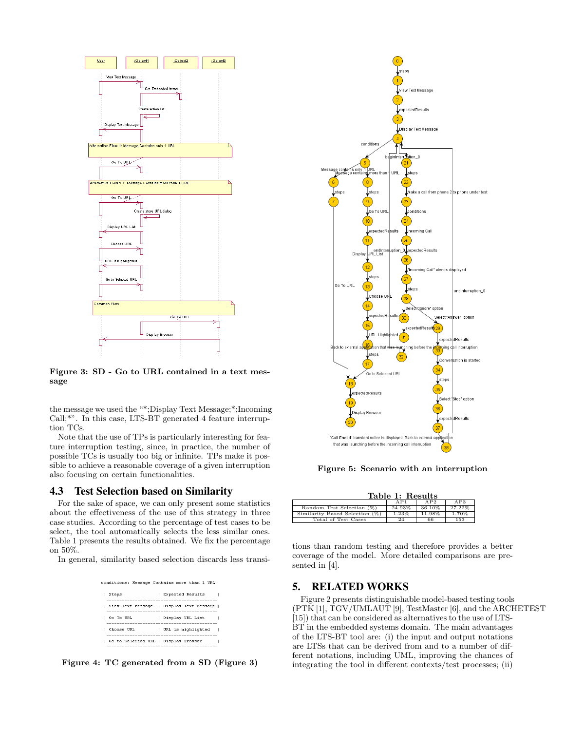Figure 3: SD - Go to URL contained in a text message

the message we used the "*;Display Text Message;*;Incoming Call;*". In this case, LTS-BT generated 4 feature interruption TCs.

Note that the use of TPs is particularly interesting for feature interruption testing, since, in practice, the number of possible TCs is usually too big or infinite. TPs make it possible to achieve a reasonable coverage of a given interruption also focusing on certain functionalities.

### 4.3 Test Selection based on Similarity

For the sake of space, we can only present some statistics about the effectiveness of the use of this strategy in three case studies. According to the percentage of test cases to be select, the tool automatically selects the less similar ones. Table 1 presents the results obtained. We fix the percentage on 50%.

In general, similarity based selection discards less transitions than random testing and therefore provides a better coverage of the model. More detailed comparisons are presented in [4].

```
conditions: Message Contains more than 1 URL

| Steps             | Expected Results     |
 ------------------------------------------
| View Text Message | Display Text Message |
 ------------------------------------------
| Go To URL         | Display URL List     |
 ------------------------------------------
| Choose URL        | URL is highlighted   |
 ------------------------------------------
| Go to Selected URL | Display Browser     |
 ------------------------------------------
```

Figure 4: TC generated from a SD (Figure 3)

Figure 5: Scenario with an interruption

Table 1: Results

| | AP1 | AP2 | AP3 |
|---|---|---|---|
| Random Test Selection (%) | 24.93% | 36.10% | 27.22% |
| Similarity Based Selection (%) | 1.23% | 11.98% | 1.70% |
| Total of Test Cases | 24 | 66 | 153 |

## 5. RELATED WORKS

Figure 2 presents distinguishable model-based testing tools (PTK [1], TGV/UMLAUT [9], TestMaster [6], and the ARCHETEST [15]) that can be considered as alternatives to the use of LTS-BT in the embedded systems domain. The main advantages of the LTS-BT tool are: (i) the input and output notations are LTSs that can be derived from and to a number of different notations, including UML, improving the chances of integrating the tool in different contexts/test processes; (ii)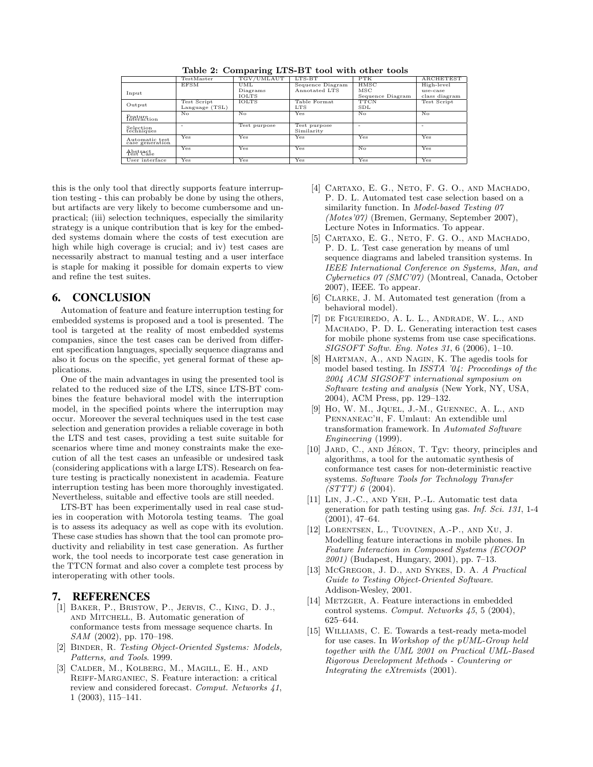**Table 2: Comparing LTS-BT tool with other tools**

| | TestMaster | TGV/UMLAUT | LTS-BT | PTK | ARCHETEST |
|---|---|---|---|---|---|
| Input | EFSM | UML Diagrams IOLTS | Sequence Diagram Annotated LTS | HMSC MSC Sequence Diagram | High-level use-case class diagram |
| Output | Test Script Language (TSL) | IOLTS | Table Format LTS | TTCN SDL | Test Script |
| Feature Interaction | No | No | Yes | No | No |
| Selection techniques | - | Test purpose | Test purpose Similarity | - | - |
| Automatic test case generation | Yes | Yes | Yes | Yes | Yes |
| Abstract Test Case | Yes | Yes | Yes | No | Yes |
| User interface | Yes | Yes | Yes | Yes | Yes |

this is the only tool that directly supports feature interruption testing - this can probably be done by using the others, but artifacts are very likely to become cumbersome and unpractical; (iii) selection techniques, especially the similarity strategy is a unique contribution that is key for the embedded systems domain where the costs of test execution are high while high coverage is crucial; and iv) test cases are necessarily abstract to manual testing and a user interface is staple for making it possible for domain experts to view and refine the test suites.

## 6. CONCLUSION

Automation of feature and feature interruption testing for embedded systems is proposed and a tool is presented. The tool is targeted at the reality of most embedded systems companies, since the test cases can be derived from different specification languages, specially sequence diagrams and also it focus on the specific, yet general format of these applications.

One of the main advantages in using the presented tool is related to the reduced size of the LTS, since LTS-BT combines the feature behavioral model with the interruption model, in the specified points where the interruption may occur. Moreover the several techniques used in the test case selection and generation provides a reliable coverage in both the LTS and test cases, providing a test suite suitable for scenarios where time and money constraints make the execution of all the test cases an unfeasible or undesired task (considering applications with a large LTS). Research on feature testing is practically nonexistent in academia. Feature interruption testing has been more thoroughly investigated. Nevertheless, suitable and effective tools are still needed.

LTS-BT has been experimentally used in real case studies in cooperation with Motorola testing teams. The goal is to assess its adequacy as well as cope with its evolution. These case studies has shown that the tool can promote productivity and reliability in test case generation. As further work, the tool needs to incorporate test case generation in the TTCN format and also cover a complete test process by interoperating with other tools.

## 7. REFERENCES

[1] Baker, P., Bristow, P., Jervis, C., King, D. J., and Mitchell, B. Automatic generation of conformance tests from message sequence charts. In *SAM* (2002), pp. 170–198.

[2] Binder, R. *Testing Object-Oriented Systems: Models, Patterns, and Tools*. 1999.

[3] Calder, M., Kolberg, M., Magill, E. H., and Reiff-Marganiec, S. Feature interaction: a critical review and considered forecast. *Comput. Networks 41*, 1 (2003), 115–141.

[4] Cartaxo, E. G., Neto, F. G. O., and Machado, P. D. L. Automated test case selection based on a similarity function. In *Model-based Testing 07 (Motes'07)* (Bremen, Germany, September 2007), Lecture Notes in Informatics. To appear.

[5] Cartaxo, E. G., Neto, F. G. O., and Machado, P. D. L. Test case generation by means of uml sequence diagrams and labeled transition systems. In *IEEE International Conference on Systems, Man, and Cybernetics 07 (SMC'07)* (Montreal, Canada, October 2007), IEEE. To appear.

[6] Clarke, J. M. Automated test generation (from a behavioral model).

[7] de Figueiredo, A. L. L., Andrade, W. L., and Machado, P. D. L. Generating interaction test cases for mobile phone systems from use case specifications. *SIGSOFT Softw. Eng. Notes 31*, 6 (2006), 1–10.

[8] Hartman, A., and Nagin, K. The agedis tools for model based testing. In *ISSTA '04: Proceedings of the 2004 ACM SIGSOFT international symposium on Software testing and analysis* (New York, NY, USA, 2004), ACM Press, pp. 129–132.

[9] Ho, W. M., Jquel, J.-M., Guennec, A. L., and Pennaneac'h, F. Umlaut: An extendible uml transformation framework. In *Automated Software Engineering* (1999).

[10] Jard, C., and Jéron, T. Tgv: theory, principles and algorithms, a tool for the automatic synthesis of conformance test cases for non-deterministic reactive systems. *Software Tools for Technology Transfer (STTT) 6* (2004).

[11] Lin, J.-C., and Yeh, P.-L. Automatic test data generation for path testing using gas. *Inf. Sci. 131*, 1-4 (2001), 47–64.

[12] Lorentsen, L., Tuovinen, A.-P., and Xu, J. Modelling feature interactions in mobile phones. In *Feature Interaction in Composed Systems (ECOOP 2001)* (Budapest, Hungary, 2001), pp. 7–13.

[13] McGregor, J. D., and Sykes, D. A. *A Practical Guide to Testing Object-Oriented Software*. Addison-Wesley, 2001.

[14] Metzger, A. Feature interactions in embedded control systems. *Comput. Networks 45*, 5 (2004), 625–644.

[15] Williams, C. E. Towards a test-ready meta-model for use cases. In *Workshop of the pUML-Group held together with the UML 2001 on Practical UML-Based Rigorous Development Methods - Countering or Integrating the eXtremists* (2001).